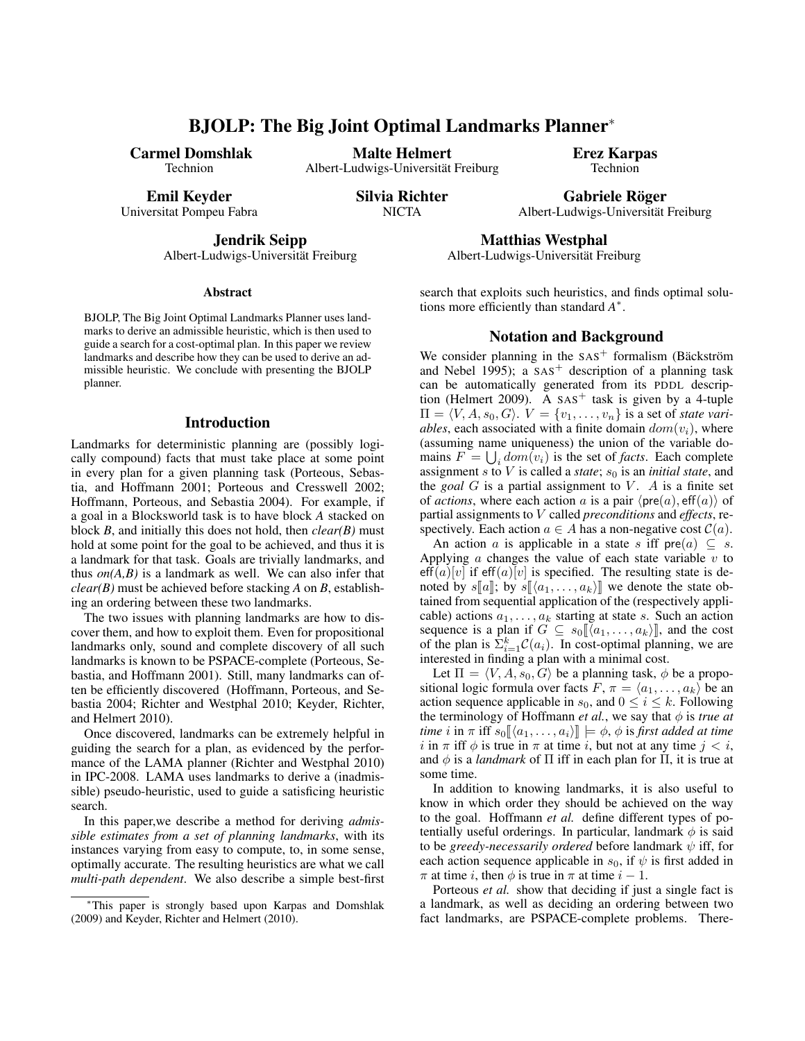# BJOLP: The Big Joint Optimal Landmarks Planner*

**Carmel Domshlak**
Technion

**Malte Helmert**
Albert-Ludwigs-Universität Freiburg

**Erez Karpas**
Technion

**Emil Keyder**
Universitat Pompeu Fabra

**Silvia Richter**
NICTA

**Gabriele Röger**
Albert-Ludwigs-Universität Freiburg

**Jendrik Seipp**
Albert-Ludwigs-Universität Freiburg

**Matthias Westphal**
Albert-Ludwigs-Universität Freiburg

### Abstract

BJOLP, The Big Joint Optimal Landmarks Planner uses landmarks to derive an admissible heuristic, which is then used to guide a search for a cost-optimal plan. In this paper we review landmarks and describe how they can be used to derive an admissible heuristic. We conclude with presenting the BJOLP planner.

## Introduction

Landmarks for deterministic planning are (possibly logically compound) facts that must take place at some point in every plan for a given planning task (Porteous, Sebastia, and Hoffmann 2001; Porteous and Cresswell 2002; Hoffmann, Porteous, and Sebastia 2004). For example, if a goal in a Blocksworld task is to have block *A* stacked on block *B*, and initially this does not hold, then *clear(B)* must hold at some point for the goal to be achieved, and thus it is a landmark for that task. Goals are trivially landmarks, and thus *on(A,B)* is a landmark as well. We can also infer that *clear(B)* must be achieved before stacking *A* on *B*, establishing an ordering between these two landmarks.

The two issues with planning landmarks are how to discover them, and how to exploit them. Even for propositional landmarks only, sound and complete discovery of all such landmarks is known to be PSPACE-complete (Porteous, Sebastia, and Hoffmann 2001). Still, many landmarks can often be efficiently discovered (Hoffmann, Porteous, and Sebastia 2004; Richter and Westphal 2010; Keyder, Richter, and Helmert 2010).

Once discovered, landmarks can be extremely helpful in guiding the search for a plan, as evidenced by the performance of the LAMA planner (Richter and Westphal 2010) in IPC-2008. LAMA uses landmarks to derive a (inadmissible) pseudo-heuristic, used to guide a satisficing heuristic search.

In this paper,we describe a method for deriving *admissible estimates from a set of planning landmarks*, with its instances varying from easy to compute, to, in some sense, optimally accurate. The resulting heuristics are what we call *multi-path dependent*. We also describe a simple best-first search that exploits such heuristics, and finds optimal solutions more efficiently than standard $A^*$.

## Notation and Background

We consider planning in the SAS$^+$ formalism (Bäckström and Nebel 1995); a SAS$^+$ description of a planning task can be automatically generated from its PDDL description (Helmert 2009). A SAS$^+$ task is given by a 4-tuple $\Pi = \langle V, A, s_0, G\rangle$. $V = \{v_1, \ldots, v_n\}$ is a set of *state variables*, each associated with a finite domain $dom(v_i)$, where (assuming name uniqueness) the union of the variable domains $F = \bigcup_i dom(v_i)$ is the set of *facts*. Each complete assignment $s$ to $V$ is called a *state*; $s_0$ is an *initial state*, and the *goal* $G$ is a partial assignment to $V$. $A$ is a finite set of *actions*, where each action $a$ is a pair $\langle \mathsf{pre}(a), \mathsf{eff}(a)\rangle$ of partial assignments to $V$ called *preconditions* and *effects*, respectively. Each action $a \in A$ has a non-negative cost $\mathcal{C}(a)$.

An action $a$ is applicable in a state $s$ iff $\mathsf{pre}(a) \subseteq s$. Applying $a$ changes the value of each state variable $v$ to $\mathsf{eff}(a)[v]$ if $\mathsf{eff}(a)[v]$ is specified. The resulting state is denoted by $s[\![a]\!]$; by $s[\![\langle a_1, \ldots, a_k\rangle]\!]$ we denote the state obtained from sequential application of the (respectively applicable) actions $a_1, \ldots, a_k$ starting at state $s$. Such an action sequence is a plan if $G \subseteq s_0[\![\langle a_1, \ldots, a_k\rangle]\!]$, and the cost of the plan is $\Sigma_{i=1}^{k}\mathcal{C}(a_i)$. In cost-optimal planning, we are interested in finding a plan with a minimal cost.

Let $\Pi = \langle V, A, s_0, G\rangle$ be a planning task, $\phi$ be a propositional logic formula over facts $F$, $\pi = \langle a_1, \ldots, a_k\rangle$ be an action sequence applicable in $s_0$, and $0 \leq i \leq k$. Following the terminology of Hoffmann *et al.*, we say that $\phi$ is *true at time* $i$ in $\pi$ iff $s_0[\![\langle a_1, \ldots, a_i\rangle]\!] \models \phi$, $\phi$ is *first added at time* $i$ in $\pi$ iff $\phi$ is true in $\pi$ at time $i$, but not at any time $j < i$, and $\phi$ is a *landmark* of $\Pi$ iff in each plan for $\Pi$, it is true at some time.

In addition to knowing landmarks, it is also useful to know in which order they should be achieved on the way to the goal. Hoffmann *et al.* define different types of potentially useful orderings. In particular, landmark $\phi$ is said to be *greedy-necessarily ordered* before landmark $\psi$ iff, for each action sequence applicable in $s_0$, if $\psi$ is first added in $\pi$ at time $i$, then $\phi$ is true in $\pi$ at time $i - 1$.

Porteous *et al.* show that deciding if just a single fact is a landmark, as well as deciding an ordering between two fact landmarks, are PSPACE-complete problems. There-

*This paper is strongly based upon Karpas and Domshlak (2009) and Keyder, Richter and Helmert (2010).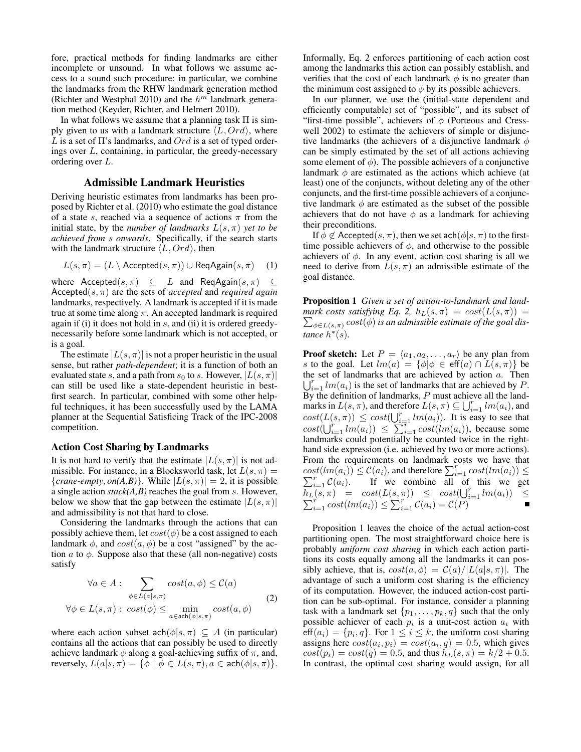fore, practical methods for finding landmarks are either incomplete or unsound. In what follows we assume access to a sound such procedure; in particular, we combine the landmarks from the RHW landmark generation method (Richter and Westphal 2010) and the $h^m$ landmark generation method (Keyder, Richter, and Helmert 2010).

In what follows we assume that a planning task $\Pi$ is simply given to us with a landmark structure $\langle L, Ord \rangle$, where $L$ is a set of $\Pi$'s landmarks, and $Ord$ is a set of typed orderings over $L$, containing, in particular, the greedy-necessary ordering over $L$.

## Admissible Landmark Heuristics

Deriving heuristic estimates from landmarks has been proposed by Richter et al. (2010) who estimate the goal distance of a state $s$, reached via a sequence of actions $\pi$ from the initial state, by the *number of landmarks* $L(s, \pi)$ *yet to be achieved from* $s$ *onwards*. Specifically, if the search starts with the landmark structure $\langle L, Ord \rangle$, then

$$L(s, \pi) = (L \setminus \mathsf{Accepted}(s, \pi)) \cup \mathsf{ReqAgain}(s, \pi) \quad (1)$$

where $\mathsf{Accepted}(s, \pi) \subseteq L$ and $\mathsf{ReqAgain}(s, \pi) \subseteq \mathsf{Accepted}(s, \pi)$ are the sets of *accepted* and *required again* landmarks, respectively. A landmark is accepted if it is made true at some time along $\pi$. An accepted landmark is required again if (i) it does not hold in $s$, and (ii) it is ordered greedy-necessarily before some landmark which is not accepted, or is a goal.

The estimate $|L(s, \pi)|$ is not a proper heuristic in the usual sense, but rather *path-dependent*; it is a function of both an evaluated state $s$, and a path from $s_0$ to $s$. However, $|L(s, \pi)|$ can still be used like a state-dependent heuristic in best-first search. In particular, combined with some other helpful techniques, it has been successfully used by the LAMA planner at the Sequential Satisficing Track of the IPC-2008 competition.

### Action Cost Sharing by Landmarks

It is not hard to verify that the estimate $|L(s, \pi)|$ is not admissible. For instance, in a Blocksworld task, let $L(s, \pi) = \{$*crane-empty*, *on(A,B)*$\}$. While $|L(s, \pi)| = 2$, it is possible a single action *stack(A,B)* reaches the goal from $s$. However, below we show that the gap between the estimate $|L(s, \pi)|$ and admissibility is not that hard to close.

Considering the landmarks through the actions that can possibly achieve them, let $cost(\phi)$ be a cost assigned to each landmark $\phi$, and $cost(a, \phi)$ be a cost "assigned" by the action $a$ to $\phi$. Suppose also that these (all non-negative) costs satisfy

$$\begin{aligned} \forall a \in A : & \sum_{\phi \in L(a|s,\pi)} cost(a, \phi) \leq \mathcal{C}(a) \\ \forall \phi \in L(s, \pi) : & \ cost(\phi) \leq \min_{a \in \mathsf{ach}(\phi|s,\pi)} cost(a, \phi) \end{aligned} \quad (2)$$

where each action subset $\mathsf{ach}(\phi|s, \pi) \subseteq A$ (in particular) contains all the actions that can possibly be used to directly achieve landmark $\phi$ along a goal-achieving suffix of $\pi$, and, reversely, $L(a|s, \pi) = \{\phi \mid \phi \in L(s, \pi), a \in \mathsf{ach}(\phi|s, \pi)\}$. Informally, Eq. 2 enforces partitioning of each action cost among the landmarks this action can possibly establish, and verifies that the cost of each landmark $\phi$ is no greater than the minimum cost assigned to $\phi$ by its possible achievers.

In our planner, we use the (initial-state dependent and efficiently computable) set of "possible", and its subset of "first-time possible", achievers of $\phi$ (Porteous and Cresswell 2002) to estimate the achievers of simple or disjunctive landmarks (the achievers of a disjunctive landmark $\phi$ can be simply estimated by the set of all actions achieving some element of $\phi$). The possible achievers of a conjunctive landmark $\phi$ are estimated as the actions which achieve (at least) one of the conjuncts, without deleting any of the other conjuncts, and the first-time possible achievers of a conjunctive landmark $\phi$ are estimated as the subset of the possible achievers that do not have $\phi$ as a landmark for achieving their preconditions.

If $\phi \notin \mathsf{Accepted}(s, \pi)$, then we set $\mathsf{ach}(\phi|s, \pi)$ to the first-time possible achievers of $\phi$, and otherwise to the possible achievers of $\phi$. In any event, action cost sharing is all we need to derive from $L(s, \pi)$ an admissible estimate of the goal distance.

**Proposition 1** *Given a set of action-to-landmark and landmark costs satisfying Eq. 2,* $h_L(s, \pi) = cost(L(s, \pi)) = \sum_{\phi \in L(s,\pi)} cost(\phi)$ *is an admissible estimate of the goal distance* $h^*(s)$.

**Proof sketch:** Let $P = \langle a_1, a_2, \ldots, a_r \rangle$ be any plan from $s$ to the goal. Let $lm(a) = \{\phi | \phi \in \mathsf{eff}(a) \cap L(s, \pi)\}$ be the set of landmarks that are achieved by action $a$. Then $\bigcup_{i=1}^{r} lm(a_i)$ is the set of landmarks that are achieved by $P$. By the definition of landmarks, $P$ must achieve all the landmarks in $L(s, \pi)$, and therefore $L(s, \pi) \subseteq \bigcup_{i=1}^{r} lm(a_i)$, and $cost(L(s, \pi)) \leq cost(\bigcup_{i=1}^{r} lm(a_i))$. It is easy to see that $cost(\bigcup_{i=1}^{r} lm(a_i)) \leq \sum_{i=1}^{r} cost(lm(a_i))$, because some landmarks could potentially be counted twice in the right-hand side expression (i.e. achieved by two or more actions). From the requirements on landmark costs we have that $cost(lm(a_i)) \leq \mathcal{C}(a_i)$, and therefore $\sum_{i=1}^{r} cost(lm(a_i)) \leq \sum_{i=1}^{r} \mathcal{C}(a_i)$. If we combine all of this we get $h_L(s, \pi) = cost(L(s, \pi)) \leq cost(\bigcup_{i=1}^{r} lm(a_i)) \leq \sum_{i=1}^{r} cost(lm(a_i)) \leq \sum_{i=1}^{r} \mathcal{C}(a_i) = \mathcal{C}(P)$ ∎

Proposition 1 leaves the choice of the actual action-cost partitioning open. The most straightforward choice here is probably *uniform cost sharing* in which each action partitions its costs equally among all the landmarks it can possibly achieve, that is, $cost(a, \phi) = \mathcal{C}(a)/|L(a|s, \pi)|$. The advantage of such a uniform cost sharing is the efficiency of its computation. However, the induced action-cost partition can be sub-optimal. For instance, consider a planning task with a landmark set $\{p_1, \ldots, p_k, q\}$ such that the only possible achiever of each $p_i$ is a unit-cost action $a_i$ with $\mathsf{eff}(a_i) = \{p_i, q\}$. For $1 \leq i \leq k$, the uniform cost sharing assigns here $cost(a_i, p_i) = cost(a_i, q) = 0.5$, which gives $cost(p_i) = cost(q) = 0.5$, and thus $h_L(s, \pi) = k/2 + 0.5$. In contrast, the optimal cost sharing would assign, for all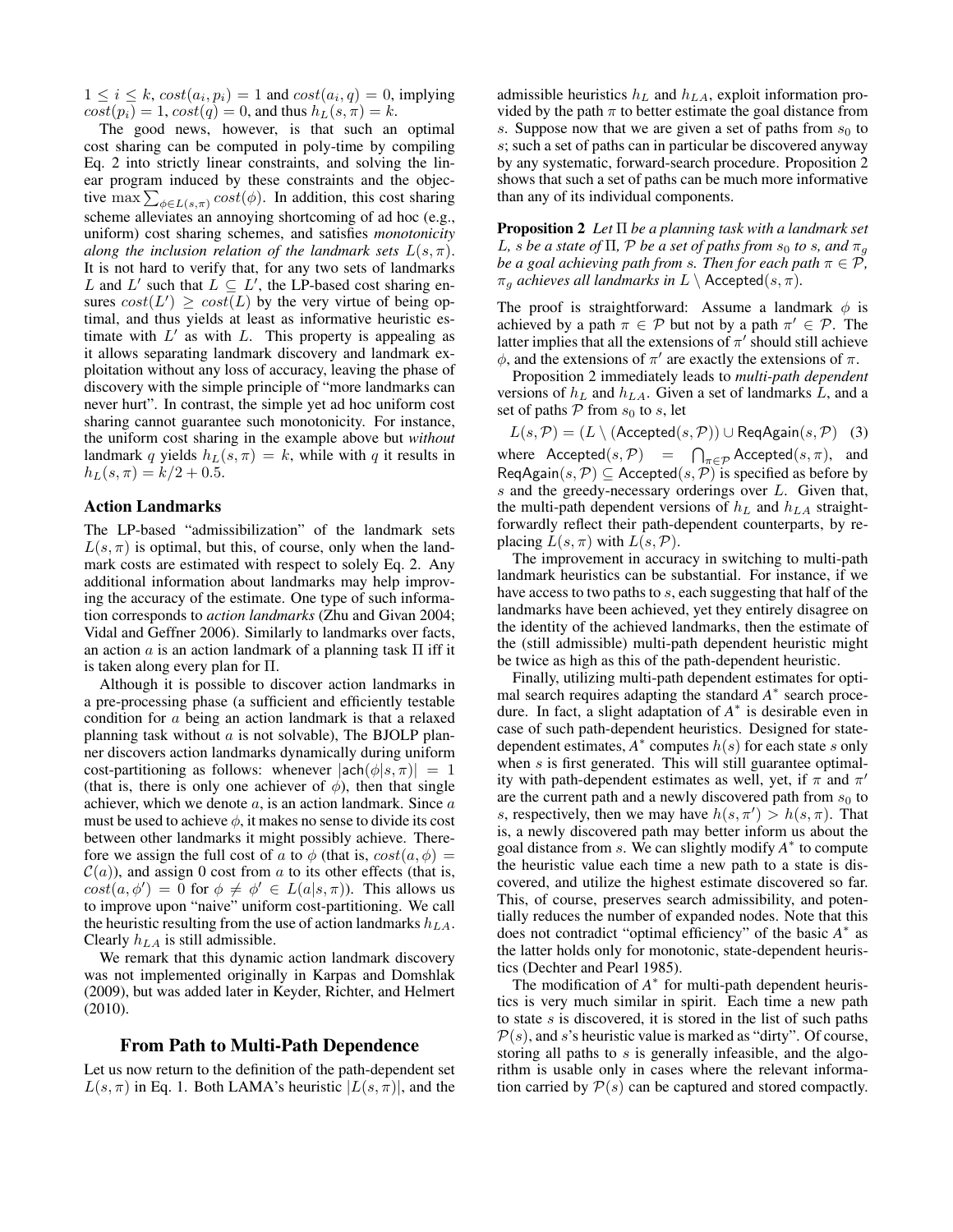$1 \leq i \leq k$, $cost(a_i, p_i) = 1$ and $cost(a_i, q) = 0$, implying $cost(p_i) = 1$, $cost(q) = 0$, and thus $h_L(s, \pi) = k$.

The good news, however, is that such an optimal cost sharing can be computed in poly-time by compiling Eq. 2 into strictly linear constraints, and solving the linear program induced by these constraints and the objective $\max \sum_{\phi \in L(s,\pi)} cost(\phi)$. In addition, this cost sharing scheme alleviates an annoying shortcoming of ad hoc (e.g., uniform) cost sharing schemes, and satisfies *monotonicity along the inclusion relation of the landmark sets* $L(s, \pi)$. It is not hard to verify that, for any two sets of landmarks $L$ and $L'$ such that $L \subseteq L'$, the LP-based cost sharing ensures $cost(L') \geq cost(L)$ by the very virtue of being optimal, and thus yields at least as informative heuristic estimate with $L'$ as with $L$. This property is appealing as it allows separating landmark discovery and landmark exploitation without any loss of accuracy, leaving the phase of discovery with the simple principle of "more landmarks can never hurt". In contrast, the simple yet ad hoc uniform cost sharing cannot guarantee such monotonicity. For instance, the uniform cost sharing in the example above but *without* landmark $q$ yields $h_L(s, \pi) = k$, while with $q$ it results in $h_L(s, \pi) = k/2 + 0.5$.

### Action Landmarks

The LP-based "admissibilization" of the landmark sets $L(s, \pi)$ is optimal, but this, of course, only when the landmark costs are estimated with respect to solely Eq. 2. Any additional information about landmarks may help improving the accuracy of the estimate. One type of such information corresponds to *action landmarks* (Zhu and Givan 2004; Vidal and Geffner 2006). Similarly to landmarks over facts, an action $a$ is an action landmark of a planning task $\Pi$ iff it is taken along every plan for $\Pi$.

Although it is possible to discover action landmarks in a pre-processing phase (a sufficient and efficiently testable condition for $a$ being an action landmark is that a relaxed planning task without $a$ is not solvable), The BJOLP planner discovers action landmarks dynamically during uniform cost-partitioning as follows: whenever $|\mathsf{ach}(\phi|s, \pi)| = 1$ (that is, there is only one achiever of $\phi$), then that single achiever, which we denote $a$, is an action landmark. Since $a$ must be used to achieve $\phi$, it makes no sense to divide its cost between other landmarks it might possibly achieve. Therefore we assign the full cost of $a$ to $\phi$ (that is, $cost(a, \phi) = \mathcal{C}(a)$), and assign 0 cost from $a$ to its other effects (that is, $cost(a, \phi') = 0$ for $\phi \neq \phi' \in L(a|s, \pi)$). This allows us to improve upon "naive" uniform cost-partitioning. We call the heuristic resulting from the use of action landmarks $h_{LA}$. Clearly $h_{LA}$ is still admissible.

We remark that this dynamic action landmark discovery was not implemented originally in Karpas and Domshlak (2009), but was added later in Keyder, Richter, and Helmert (2010).

## From Path to Multi-Path Dependence

Let us now return to the definition of the path-dependent set $L(s, \pi)$ in Eq. 1. Both LAMA's heuristic $|L(s, \pi)|$, and the admissible heuristics $h_L$ and $h_{LA}$, exploit information provided by the path $\pi$ to better estimate the goal distance from $s$. Suppose now that we are given a set of paths from $s_0$ to $s$; such a set of paths can in particular be discovered anyway by any systematic, forward-search procedure. Proposition 2 shows that such a set of paths can be much more informative than any of its individual components.

**Proposition 2** *Let $\Pi$ be a planning task with a landmark set $L$, $s$ be a state of $\Pi$, $\mathcal{P}$ be a set of paths from $s_0$ to $s$, and $\pi_g$ be a goal achieving path from $s$. Then for each path $\pi \in \mathcal{P}$, $\pi_g$ achieves all landmarks in $L \setminus \mathsf{Accepted}(s, \pi)$.*

The proof is straightforward: Assume a landmark $\phi$ is achieved by a path $\pi \in \mathcal{P}$ but not by a path $\pi' \in \mathcal{P}$. The latter implies that all the extensions of $\pi'$ should still achieve $\phi$, and the extensions of $\pi'$ are exactly the extensions of $\pi$.

Proposition 2 immediately leads to *multi-path dependent* versions of $h_L$ and $h_{LA}$. Given a set of landmarks $L$, and a set of paths $\mathcal{P}$ from $s_0$ to $s$, let

$$L(s, \mathcal{P}) = (L \setminus (\mathsf{Accepted}(s, \mathcal{P})) \cup \mathsf{ReqAgain}(s, \mathcal{P}) \quad (3)$$

where $\mathsf{Accepted}(s, \mathcal{P}) = \bigcap_{\pi \in \mathcal{P}} \mathsf{Accepted}(s, \pi)$, and $\mathsf{ReqAgain}(s, \mathcal{P}) \subseteq \mathsf{Accepted}(s, \mathcal{P})$ is specified as before by $s$ and the greedy-necessary orderings over $L$. Given that, the multi-path dependent versions of $h_L$ and $h_{LA}$ straightforwardly reflect their path-dependent counterparts, by replacing $L(s, \pi)$ with $L(s, \mathcal{P})$.

The improvement in accuracy in switching to multi-path landmark heuristics can be substantial. For instance, if we have access to two paths to $s$, each suggesting that half of the landmarks have been achieved, yet they entirely disagree on the identity of the achieved landmarks, then the estimate of the (still admissible) multi-path dependent heuristic might be twice as high as this of the path-dependent heuristic.

Finally, utilizing multi-path dependent estimates for optimal search requires adapting the standard $A^*$ search procedure. In fact, a slight adaptation of $A^*$ is desirable even in case of such path-dependent heuristics. Designed for state-dependent estimates, $A^*$ computes $h(s)$ for each state $s$ only when $s$ is first generated. This will still guarantee optimality with path-dependent estimates as well, yet, if $\pi$ and $\pi'$ are the current path and a newly discovered path from $s_0$ to $s$, respectively, then we may have $h(s, \pi') > h(s, \pi)$. That is, a newly discovered path may better inform us about the goal distance from $s$. We can slightly modify $A^*$ to compute the heuristic value each time a new path to a state is discovered, and utilize the highest estimate discovered so far. This, of course, preserves search admissibility, and potentially reduces the number of expanded nodes. Note that this does not contradict "optimal efficiency" of the basic $A^*$ as the latter holds only for monotonic, state-dependent heuristics (Dechter and Pearl 1985).

The modification of $A^*$ for multi-path dependent heuristics is very much similar in spirit. Each time a new path to state $s$ is discovered, it is stored in the list of such paths $\mathcal{P}(s)$, and $s$'s heuristic value is marked as "dirty". Of course, storing all paths to $s$ is generally infeasible, and the algorithm is usable only in cases where the relevant information carried by $\mathcal{P}(s)$ can be captured and stored compactly.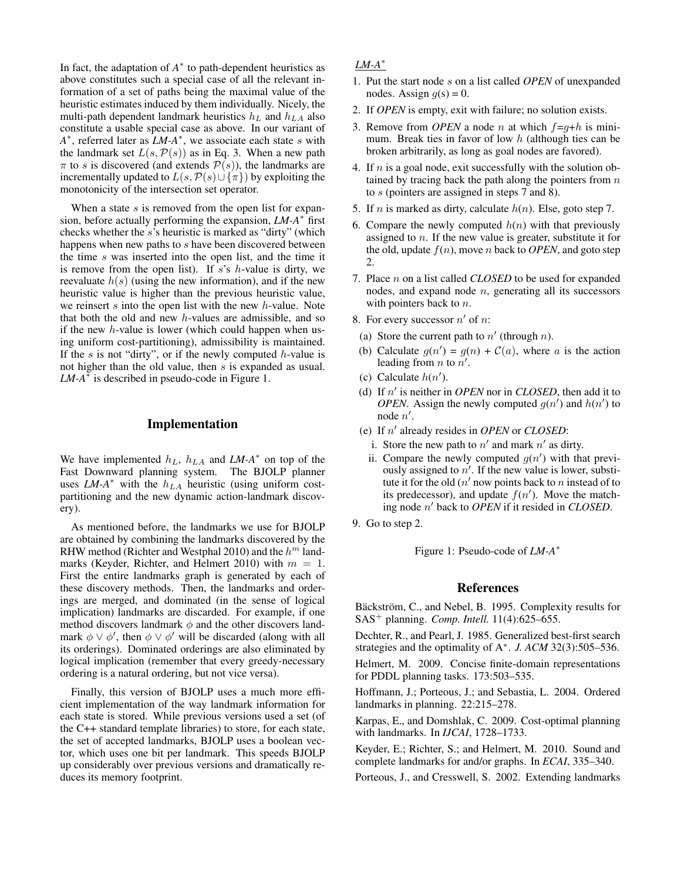In fact, the adaptation of $A^*$ to path-dependent heuristics as above constitutes such a special case of all the relevant information of a set of paths being the maximal value of the heuristic estimates induced by them individually. Nicely, the multi-path dependent landmark heuristics $h_L$ and $h_{LA}$ also constitute a usable special case as above. In our variant of $A^*$, referred later as *LM-A*$^*$, we associate each state $s$ with the landmark set $L(s, \mathcal{P}(s))$ as in Eq. 3. When a new path $\pi$ to $s$ is discovered (and extends $\mathcal{P}(s)$), the landmarks are incrementally updated to $L(s, \mathcal{P}(s) \cup \{\pi\})$ by exploiting the monotonicity of the intersection set operator.

When a state $s$ is removed from the open list for expansion, before actually performing the expansion, *LM-A*$^*$ first checks whether the $s$'s heuristic is marked as "dirty" (which happens when new paths to $s$ have been discovered between the time $s$ was inserted into the open list, and the time it is remove from the open list). If $s$'s $h$-value is dirty, we reevaluate $h(s)$ (using the new information), and if the new heuristic value is higher than the previous heuristic value, we reinsert $s$ into the open list with the new $h$-value. Note that both the old and new $h$-values are admissible, and so if the new $h$-value is lower (which could happen when using uniform cost-partitioning), admissibility is maintained. If the $s$ is not "dirty", or if the newly computed $h$-value is not higher than the old value, then $s$ is expanded as usual. *LM-A*$^*$ is described in pseudo-code in Figure 1.

## Implementation

We have implemented $h_L$, $h_{LA}$ and *LM-A*$^*$ on top of the Fast Downward planning system. The BJOLP planner uses *LM-A*$^*$ with the $h_{LA}$ heuristic (using uniform cost-partitioning and the new dynamic action-landmark discovery).

As mentioned before, the landmarks we use for BJOLP are obtained by combining the landmarks discovered by the RHW method (Richter and Westphal 2010) and the $h^m$ landmarks (Keyder, Richter, and Helmert 2010) with $m = 1$. First the entire landmarks graph is generated by each of these discovery methods. Then, the landmarks and orderings are merged, and dominated (in the sense of logical implication) landmarks are discarded. For example, if one method discovers landmark $\phi$ and the other discovers landmark $\phi \vee \phi'$, then $\phi \vee \phi'$ will be discarded (along with all its orderings). Dominated orderings are also eliminated by logical implication (remember that every greedy-necessary ordering is a natural ordering, but not vice versa).

Finally, this version of BJOLP uses a much more efficient implementation of the way landmark information for each state is stored. While previous versions used a set (of the C++ standard template libraries) to store, for each state, the set of accepted landmarks, BJOLP uses a boolean vector, which uses one bit per landmark. This speeds BJOLP up considerably over previous versions and dramatically reduces its memory footprint.

*LM-A*$^*$

1. Put the start node $s$ on a list called *OPEN* of unexpanded nodes. Assign $g(s) = 0$.
2. If *OPEN* is empty, exit with failure; no solution exists.
3. Remove from *OPEN* a node $n$ at which $f$=$g$+$h$ is minimum. Break ties in favor of low $h$ (although ties can be broken arbitrarily, as long as goal nodes are favored).
4. If $n$ is a goal node, exit successfully with the solution obtained by tracing back the path along the pointers from $n$ to $s$ (pointers are assigned in steps 7 and 8).
5. If $n$ is marked as dirty, calculate $h(n)$. Else, goto step 7.
6. Compare the newly computed $h(n)$ with that previously assigned to $n$. If the new value is greater, substitute it for the old, update $f(n)$, move $n$ back to *OPEN*, and goto step 2.
7. Place $n$ on a list called *CLOSED* to be used for expanded nodes, and expand node $n$, generating all its successors with pointers back to $n$.
8. For every successor $n'$ of $n$:
   (a) Store the current path to $n'$ (through $n$).
   (b) Calculate $g(n') = g(n) + \mathcal{C}(a)$, where $a$ is the action leading from $n$ to $n'$.
   (c) Calculate $h(n')$.
   (d) If $n'$ is neither in *OPEN* nor in *CLOSED*, then add it to *OPEN*. Assign the newly computed $g(n')$ and $h(n')$ to node $n'$.
   (e) If $n'$ already resides in *OPEN* or *CLOSED*:
      i. Store the new path to $n'$ and mark $n'$ as dirty.
      ii. Compare the newly computed $g(n')$ with that previously assigned to $n'$. If the new value is lower, substitute it for the old ($n'$ now points back to $n$ instead of to its predecessor), and update $f(n')$. Move the matching node $n'$ back to *OPEN* if it resided in *CLOSED*.
9. Go to step 2.

Figure 1: Pseudo-code of *LM-A*$^*$

## References

Bäckström, C., and Nebel, B. 1995. Complexity results for SAS$^+$ planning. *Comp. Intell.* 11(4):625–655.

Dechter, R., and Pearl, J. 1985. Generalized best-first search strategies and the optimality of A$^*$. *J. ACM* 32(3):505–536.

Helmert, M. 2009. Concise finite-domain representations for PDDL planning tasks. 173:503–535.

Hoffmann, J.; Porteous, J.; and Sebastia, L. 2004. Ordered landmarks in planning. 22:215–278.

Karpas, E., and Domshlak, C. 2009. Cost-optimal planning with landmarks. In *IJCAI*, 1728–1733.

Keyder, E.; Richter, S.; and Helmert, M. 2010. Sound and complete landmarks for and/or graphs. In *ECAI*, 335–340.

Porteous, J., and Cresswell, S. 2002. Extending landmarks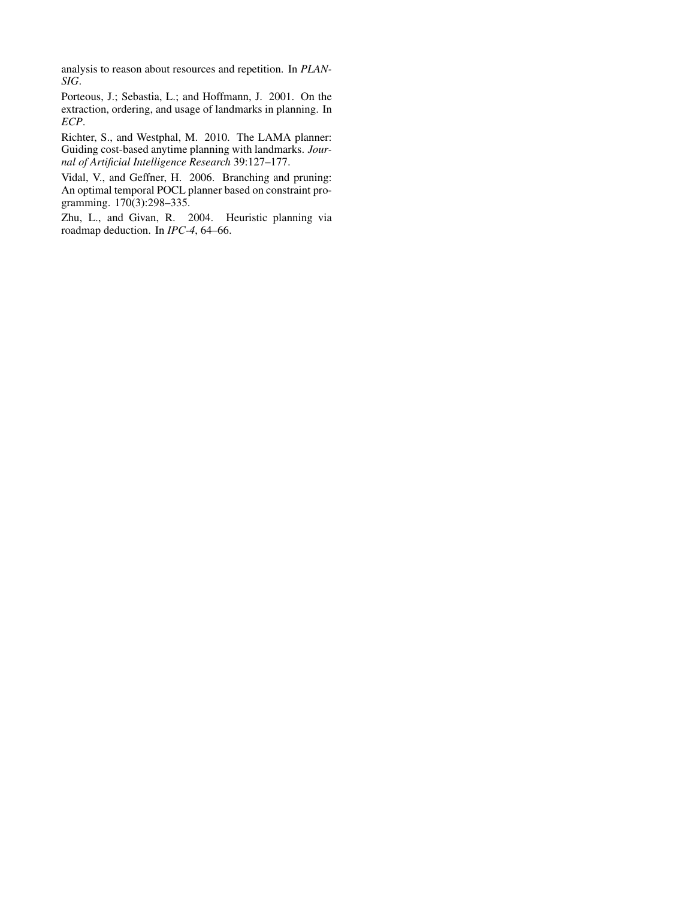analysis to reason about resources and repetition. In *PLAN-SIG*.

Porteous, J.; Sebastia, L.; and Hoffmann, J. 2001. On the extraction, ordering, and usage of landmarks in planning. In *ECP*.

Richter, S., and Westphal, M. 2010. The LAMA planner: Guiding cost-based anytime planning with landmarks. *Journal of Artificial Intelligence Research* 39:127–177.

Vidal, V., and Geffner, H. 2006. Branching and pruning: An optimal temporal POCL planner based on constraint programming. 170(3):298–335.

Zhu, L., and Givan, R. 2004. Heuristic planning via roadmap deduction. In *IPC-4*, 64–66.